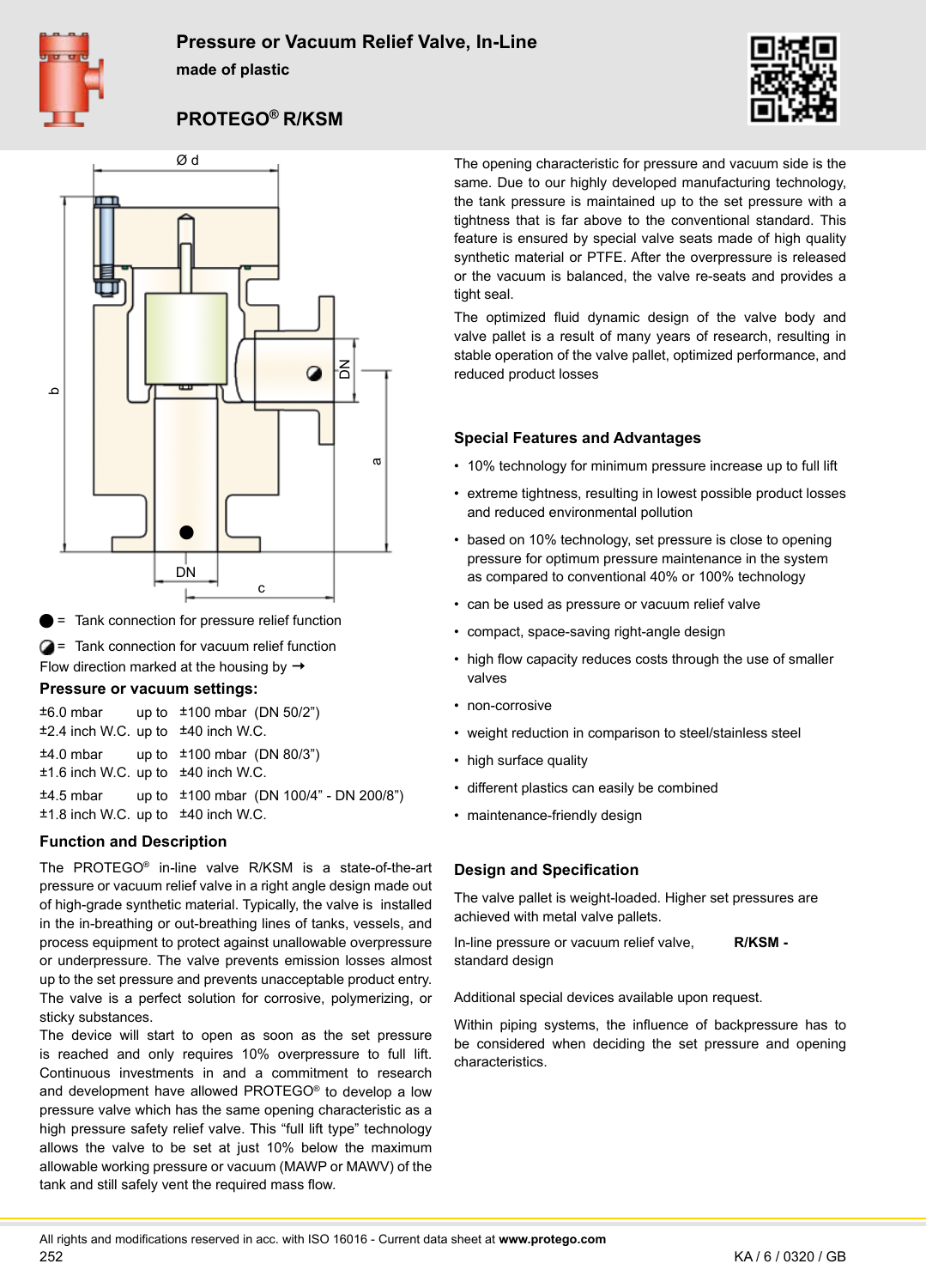# Pressure or Vacuum Relief Valve, In-Line

**made of plastic**

## PROTEGO® R/KSM

● = Tank connection for pressure relief function

◐ = Tank connection for vacuum relief function

Flow direction marked at the housing by →

### Pressure or vacuum settings:

| | | | |
|---|---|---|---|
| ±6.0 mbar | up to | ±100 mbar | (DN 50/2") |
| ±2.4 inch W.C. | up to | ±40 inch W.C. | |
| ±4.0 mbar | up to | ±100 mbar | (DN 80/3") |
| ±1.6 inch W.C. | up to | ±40 inch W.C. | |
| ±4.5 mbar | up to | ±100 mbar | (DN 100/4" - DN 200/8") |
| ±1.8 inch W.C. | up to | ±40 inch W.C. | |

### Function and Description

The PROTEGO® in-line valve R/KSM is a state-of-the-art pressure or vacuum relief valve in a right angle design made out of high-grade synthetic material. Typically, the valve is installed in the in-breathing or out-breathing lines of tanks, vessels, and process equipment to protect against unallowable overpressure or underpressure. The valve prevents emission losses almost up to the set pressure and prevents unacceptable product entry. The valve is a perfect solution for corrosive, polymerizing, or sticky substances.

The device will start to open as soon as the set pressure is reached and only requires 10% overpressure to full lift. Continuous investments in and a commitment to research and development have allowed PROTEGO® to develop a low pressure valve which has the same opening characteristic as a high pressure safety relief valve. This "full lift type" technology allows the valve to be set at just 10% below the maximum allowable working pressure or vacuum (MAWP or MAWV) of the tank and still safely vent the required mass flow.

The opening characteristic for pressure and vacuum side is the same. Due to our highly developed manufacturing technology, the tank pressure is maintained up to the set pressure with a tightness that is far above to the conventional standard. This feature is ensured by special valve seats made of high quality synthetic material or PTFE. After the overpressure is released or the vacuum is balanced, the valve re-seats and provides a tight seal.

The optimized fluid dynamic design of the valve body and valve pallet is a result of many years of research, resulting in stable operation of the valve pallet, optimized performance, and reduced product losses

### Special Features and Advantages

- 10% technology for minimum pressure increase up to full lift
- extreme tightness, resulting in lowest possible product losses and reduced environmental pollution
- based on 10% technology, set pressure is close to opening pressure for optimum pressure maintenance in the system as compared to conventional 40% or 100% technology
- can be used as pressure or vacuum relief valve
- compact, space-saving right-angle design
- high flow capacity reduces costs through the use of smaller valves
- non-corrosive
- weight reduction in comparison to steel/stainless steel
- high surface quality
- different plastics can easily be combined
- maintenance-friendly design

### Design and Specification

The valve pallet is weight-loaded. Higher set pressures are achieved with metal valve pallets.

In-line pressure or vacuum relief valve, standard design **R/KSM -**

Additional special devices available upon request.

Within piping systems, the influence of backpressure has to be considered when deciding the set pressure and opening characteristics.

All rights and modifications reserved in acc. with ISO 16016 - Current data sheet at **www.protego.com**

KA / 6 / 0320 / GB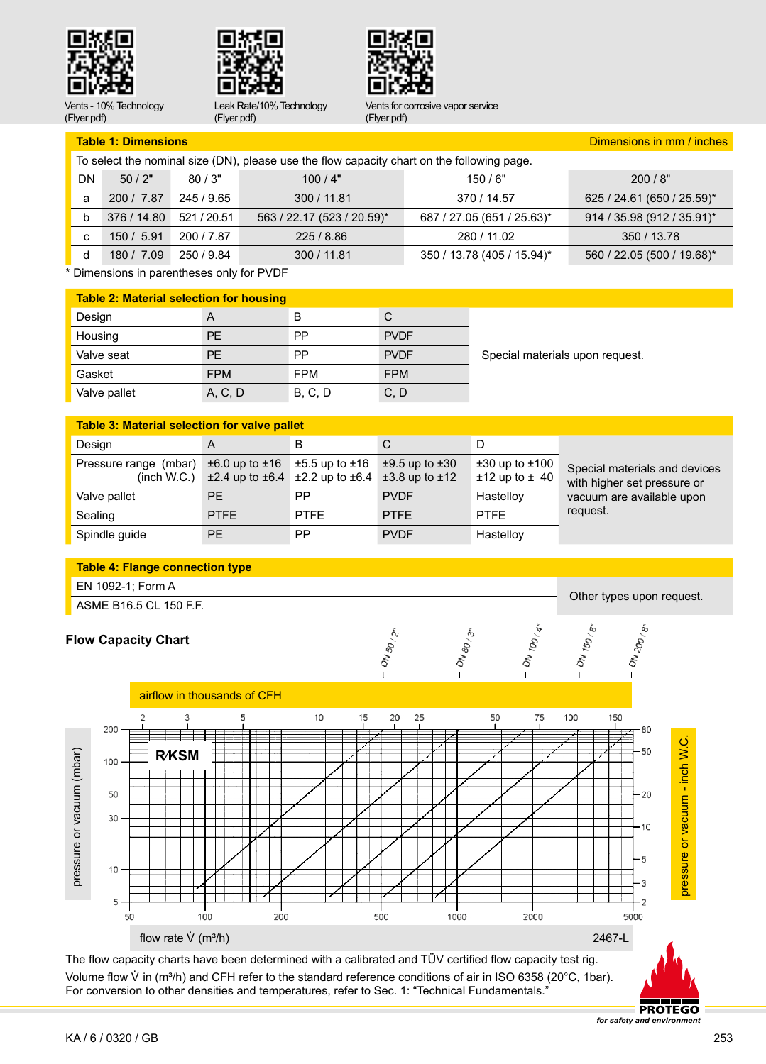Vents - 10% Technology (Flyer pdf)

Leak Rate/10% Technology (Flyer pdf)

Vents for corrosive vapor service (Flyer pdf)

**Table 1: Dimensions** — Dimensions in mm / inches

To select the nominal size (DN), please use the flow capacity chart on the following page.

| DN | 50 / 2" | 80 / 3" | 100 / 4" | 150 / 6" | 200 / 8" |
|---|---|---|---|---|---|
| a | 200 / 7.87 | 245 / 9.65 | 300 / 11.81 | 370 / 14.57 | 625 / 24.61 (650 / 25.59)* |
| b | 376 / 14.80 | 521 / 20.51 | 563 / 22.17 (523 / 20.59)* | 687 / 27.05 (651 / 25.63)* | 914 / 35.98 (912 / 35.91)* |
| c | 150 / 5.91 | 200 / 7.87 | 225 / 8.86 | 280 / 11.02 | 350 / 13.78 |
| d | 180 / 7.09 | 250 / 9.84 | 300 / 11.81 | 350 / 13.78 (405 / 15.94)* | 560 / 22.05 (500 / 19.68)* |

\* Dimensions in parentheses only for PVDF

**Table 2: Material selection for housing**

| Design | A | B | C | |
|---|---|---|---|---|
| Housing | PE | PP | PVDF | Special materials upon request. |
| Valve seat | PE | PP | PVDF | |
| Gasket | FPM | FPM | FPM | |
| Valve pallet | A, C, D | B, C, D | C, D | |

**Table 3: Material selection for valve pallet**

| Design | A | B | C | D | |
|---|---|---|---|---|---|
| Pressure range (mbar) (inch W.C.) | ±6.0 up to ±16 ±2.4 up to ±6.4 | ±5.5 up to ±16 ±2.2 up to ±6.4 | ±9.5 up to ±30 ±3.8 up to ±12 | ±30 up to ±100 ±12 up to ± 40 | Special materials and devices with higher set pressure or vacuum are available upon request. |
| Valve pallet | PE | PP | PVDF | Hastelloy | |
| Sealing | PTFE | PTFE | PTFE | PTFE | |
| Spindle guide | PE | PP | PVDF | Hastelloy | |

**Table 4: Flange connection type**

| | |
|---|---|
| EN 1092-1; Form A | Other types upon request. |
| ASME B16.5 CL 150 F.F. | |

**Flow Capacity Chart**

DN 50 / 2"
DN 80 / 3"
DN 100 / 4"
DN 150 / 6"
DN 200 / 8"

airflow in thousands of CFH

2 3 5 10 15 20 25 50 75 100 150

R/KSM

pressure or vacuum (mbar)

200 100 50 30 10 5

pressure or vacuum - inch W.C.

80 50 20 10 5 3 2

50 100 200 500 1000 2000 5000

flow rate $\dot{V}$ (m³/h)

2467-L

The flow capacity charts have been determined with a calibrated and TÜV certified flow capacity test rig.
Volume flow $\dot{V}$ in (m³/h) and CFH refer to the standard reference conditions of air in ISO 6358 (20°C, 1bar).
For conversion to other densities and temperatures, refer to Sec. 1: "Technical Fundamentals."

PROTEGO
for safety and environment